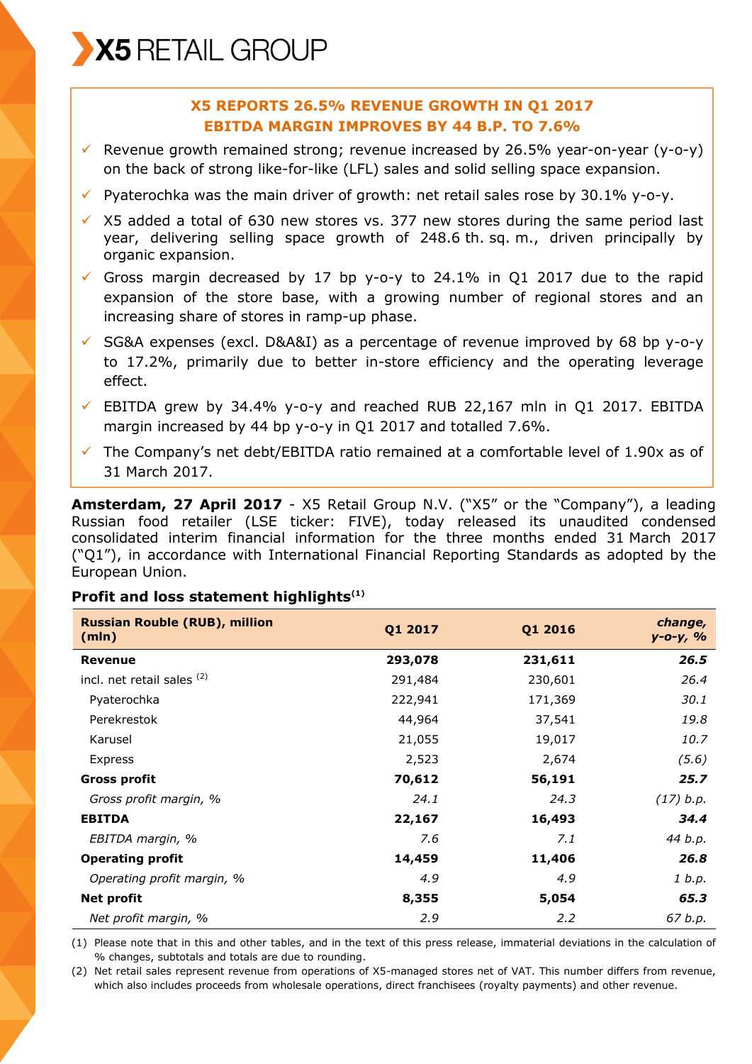# X5 RETAIL GROUP

**X5 REPORTS 26.5% REVENUE GROWTH IN Q1 2017**
**EBITDA MARGIN IMPROVES BY 44 B.P. TO 7.6%**

- ✓ Revenue growth remained strong; revenue increased by 26.5% year-on-year (y-o-y) on the back of strong like-for-like (LFL) sales and solid selling space expansion.
- ✓ Pyaterochka was the main driver of growth: net retail sales rose by 30.1% y-o-y.
- ✓ X5 added a total of 630 new stores vs. 377 new stores during the same period last year, delivering selling space growth of 248.6 th. sq. m., driven principally by organic expansion.
- ✓ Gross margin decreased by 17 bp y-o-y to 24.1% in Q1 2017 due to the rapid expansion of the store base, with a growing number of regional stores and an increasing share of stores in ramp-up phase.
- ✓ SG&A expenses (excl. D&A&I) as a percentage of revenue improved by 68 bp y-o-y to 17.2%, primarily due to better in-store efficiency and the operating leverage effect.
- ✓ EBITDA grew by 34.4% y-o-y and reached RUB 22,167 mln in Q1 2017. EBITDA margin increased by 44 bp y-o-y in Q1 2017 and totalled 7.6%.
- ✓ The Company's net debt/EBITDA ratio remained at a comfortable level of 1.90x as of 31 March 2017.

**Amsterdam, 27 April 2017** - X5 Retail Group N.V. ("X5" or the "Company"), a leading Russian food retailer (LSE ticker: FIVE), today released its unaudited condensed consolidated interim financial information for the three months ended 31 March 2017 ("Q1"), in accordance with International Financial Reporting Standards as adopted by the European Union.

**Profit and loss statement highlights[(1)]**

| Russian Rouble (RUB), million (mln) | Q1 2017 | Q1 2016 | *change, y-o-y, %* |
|---|---|---|---|
| **Revenue** | **293,078** | **231,611** | ***26.5*** |
| incl. net retail sales [(2)] | 291,484 | 230,601 | *26.4* |
| Pyaterochka | 222,941 | 171,369 | *30.1* |
| Perekrestok | 44,964 | 37,541 | *19.8* |
| Karusel | 21,055 | 19,017 | *10.7* |
| Express | 2,523 | 2,674 | *(5.6)* |
| **Gross profit** | **70,612** | **56,191** | ***25.7*** |
| *Gross profit margin, %* | *24.1* | *24.3* | *(17) b.p.* |
| **EBITDA** | **22,167** | **16,493** | ***34.4*** |
| *EBITDA margin, %* | *7.6* | *7.1* | *44 b.p.* |
| **Operating profit** | **14,459** | **11,406** | ***26.8*** |
| *Operating profit margin, %* | *4.9* | *4.9* | *1 b.p.* |
| **Net profit** | **8,355** | **5,054** | ***65.3*** |
| *Net profit margin, %* | *2.9* | *2.2* | *67 b.p.* |

(1) Please note that in this and other tables, and in the text of this press release, immaterial deviations in the calculation of % changes, subtotals and totals are due to rounding.

(2) Net retail sales represent revenue from operations of X5-managed stores net of VAT. This number differs from revenue, which also includes proceeds from wholesale operations, direct franchisees (royalty payments) and other revenue.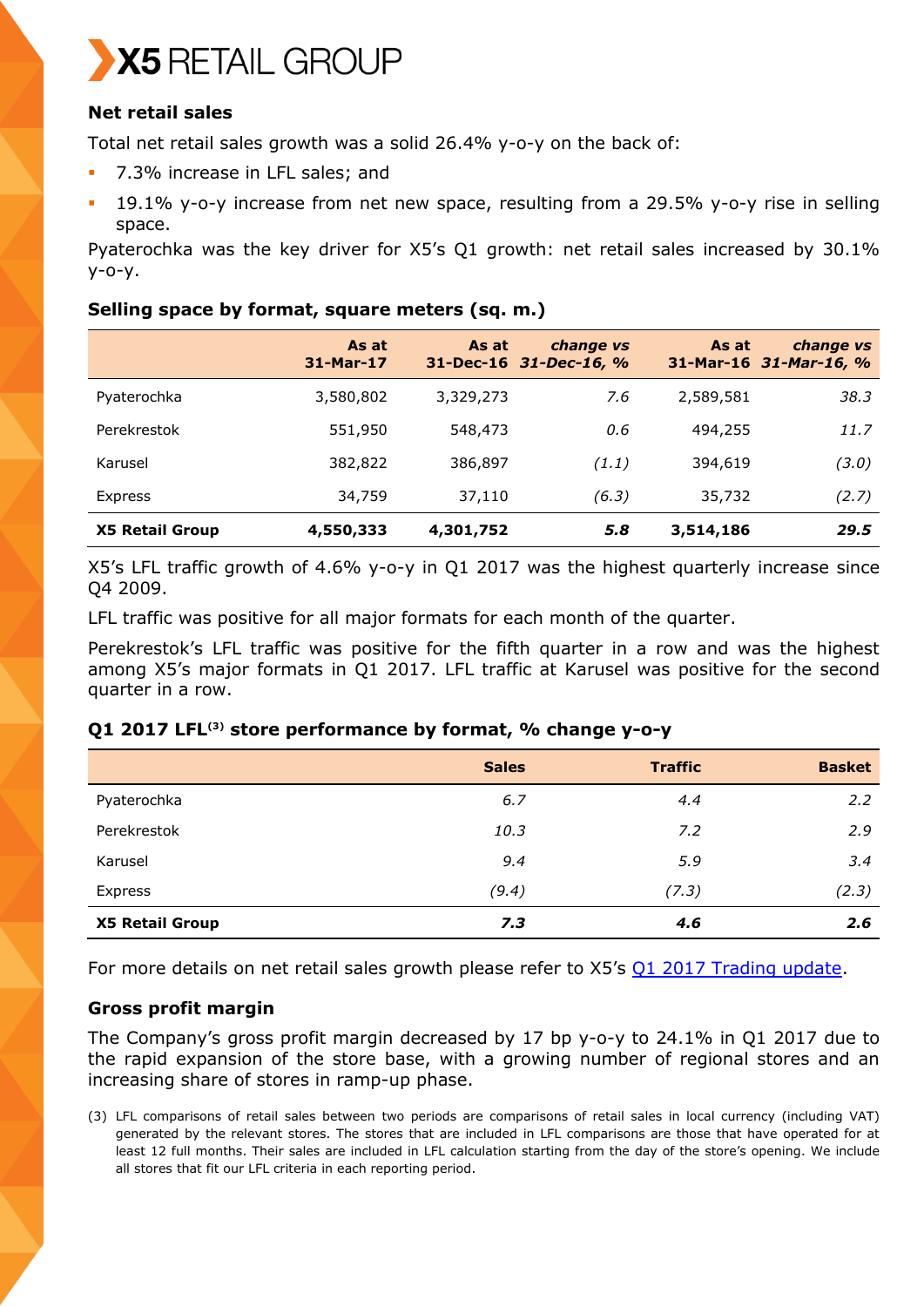## Net retail sales

Total net retail sales growth was a solid 26.4% y-o-y on the back of:

- 7.3% increase in LFL sales; and
- 19.1% y-o-y increase from net new space, resulting from a 29.5% y-o-y rise in selling space.

Pyaterochka was the key driver for X5's Q1 growth: net retail sales increased by 30.1% y-o-y.

### Selling space by format, square meters (sq. m.)

| | As at 31-Mar-17 | As at 31-Dec-16 | *change vs 31-Dec-16, %* | As at 31-Mar-16 | *change vs 31-Mar-16, %* |
|---|---|---|---|---|---|
| Pyaterochka | 3,580,802 | 3,329,273 | *7.6* | 2,589,581 | *38.3* |
| Perekrestok | 551,950 | 548,473 | *0.6* | 494,255 | *11.7* |
| Karusel | 382,822 | 386,897 | *(1.1)* | 394,619 | *(3.0)* |
| Express | 34,759 | 37,110 | *(6.3)* | 35,732 | *(2.7)* |
| **X5 Retail Group** | **4,550,333** | **4,301,752** | ***5.8*** | **3,514,186** | ***29.5*** |

X5's LFL traffic growth of 4.6% y-o-y in Q1 2017 was the highest quarterly increase since Q4 2009.

LFL traffic was positive for all major formats for each month of the quarter.

Perekrestok's LFL traffic was positive for the fifth quarter in a row and was the highest among X5's major formats in Q1 2017. LFL traffic at Karusel was positive for the second quarter in a row.

### Q1 2017 LFL[(3)] store performance by format, % change y-o-y

| | Sales | Traffic | Basket |
|---|---|---|---|
| Pyaterochka | *6.7* | *4.4* | *2.2* |
| Perekrestok | *10.3* | *7.2* | *2.9* |
| Karusel | *9.4* | *5.9* | *3.4* |
| Express | *(9.4)* | *(7.3)* | *(2.3)* |
| **X5 Retail Group** | ***7.3*** | ***4.6*** | ***2.6*** |

For more details on net retail sales growth please refer to X5's Q1 2017 Trading update.

## Gross profit margin

The Company's gross profit margin decreased by 17 bp y-o-y to 24.1% in Q1 2017 due to the rapid expansion of the store base, with a growing number of regional stores and an increasing share of stores in ramp-up phase.

(3) LFL comparisons of retail sales between two periods are comparisons of retail sales in local currency (including VAT) generated by the relevant stores. The stores that are included in LFL comparisons are those that have operated for at least 12 full months. Their sales are included in LFL calculation starting from the day of the store's opening. We include all stores that fit our LFL criteria in each reporting period.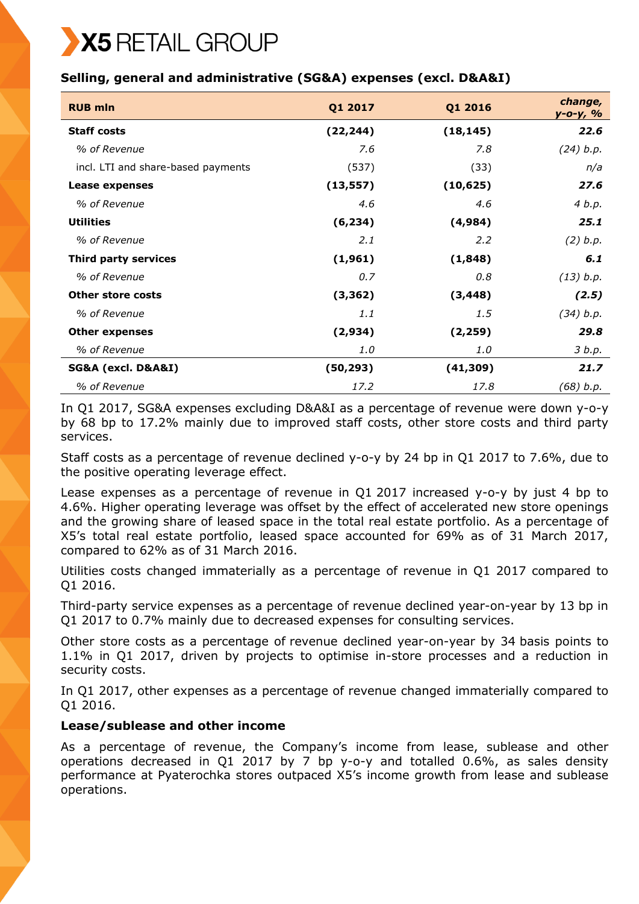### Selling, general and administrative (SG&A) expenses (excl. D&A&I)

| RUB mln | Q1 2017 | Q1 2016 | change, y-o-y, % |
|---|---|---|---|
| **Staff costs** | **(22,244)** | **(18,145)** | ***22.6*** |
| *% of Revenue* | *7.6* | *7.8* | *(24) b.p.* |
| incl. LTI and share-based payments | (537) | (33) | *n/a* |
| **Lease expenses** | **(13,557)** | **(10,625)** | ***27.6*** |
| *% of Revenue* | *4.6* | *4.6* | *4 b.p.* |
| **Utilities** | **(6,234)** | **(4,984)** | ***25.1*** |
| *% of Revenue* | *2.1* | *2.2* | *(2) b.p.* |
| **Third party services** | **(1,961)** | **(1,848)** | ***6.1*** |
| *% of Revenue* | *0.7* | *0.8* | *(13) b.p.* |
| **Other store costs** | **(3,362)** | **(3,448)** | ***(2.5)*** |
| *% of Revenue* | *1.1* | *1.5* | *(34) b.p.* |
| **Other expenses** | **(2,934)** | **(2,259)** | ***29.8*** |
| *% of Revenue* | *1.0* | *1.0* | *3 b.p.* |
| **SG&A (excl. D&A&I)** | **(50,293)** | **(41,309)** | ***21.7*** |
| *% of Revenue* | *17.2* | *17.8* | *(68) b.p.* |

In Q1 2017, SG&A expenses excluding D&A&I as a percentage of revenue were down y-o-y by 68 bp to 17.2% mainly due to improved staff costs, other store costs and third party services.

Staff costs as a percentage of revenue declined y-o-y by 24 bp in Q1 2017 to 7.6%, due to the positive operating leverage effect.

Lease expenses as a percentage of revenue in Q1 2017 increased y-o-y by just 4 bp to 4.6%. Higher operating leverage was offset by the effect of accelerated new store openings and the growing share of leased space in the total real estate portfolio. As a percentage of X5's total real estate portfolio, leased space accounted for 69% as of 31 March 2017, compared to 62% as of 31 March 2016.

Utilities costs changed immaterially as a percentage of revenue in Q1 2017 compared to Q1 2016.

Third-party service expenses as a percentage of revenue declined year-on-year by 13 bp in Q1 2017 to 0.7% mainly due to decreased expenses for consulting services.

Other store costs as a percentage of revenue declined year-on-year by 34 basis points to 1.1% in Q1 2017, driven by projects to optimise in-store processes and a reduction in security costs.

In Q1 2017, other expenses as a percentage of revenue changed immaterially compared to Q1 2016.

### Lease/sublease and other income

As a percentage of revenue, the Company's income from lease, sublease and other operations decreased in Q1 2017 by 7 bp y-o-y and totalled 0.6%, as sales density performance at Pyaterochka stores outpaced X5's income growth from lease and sublease operations.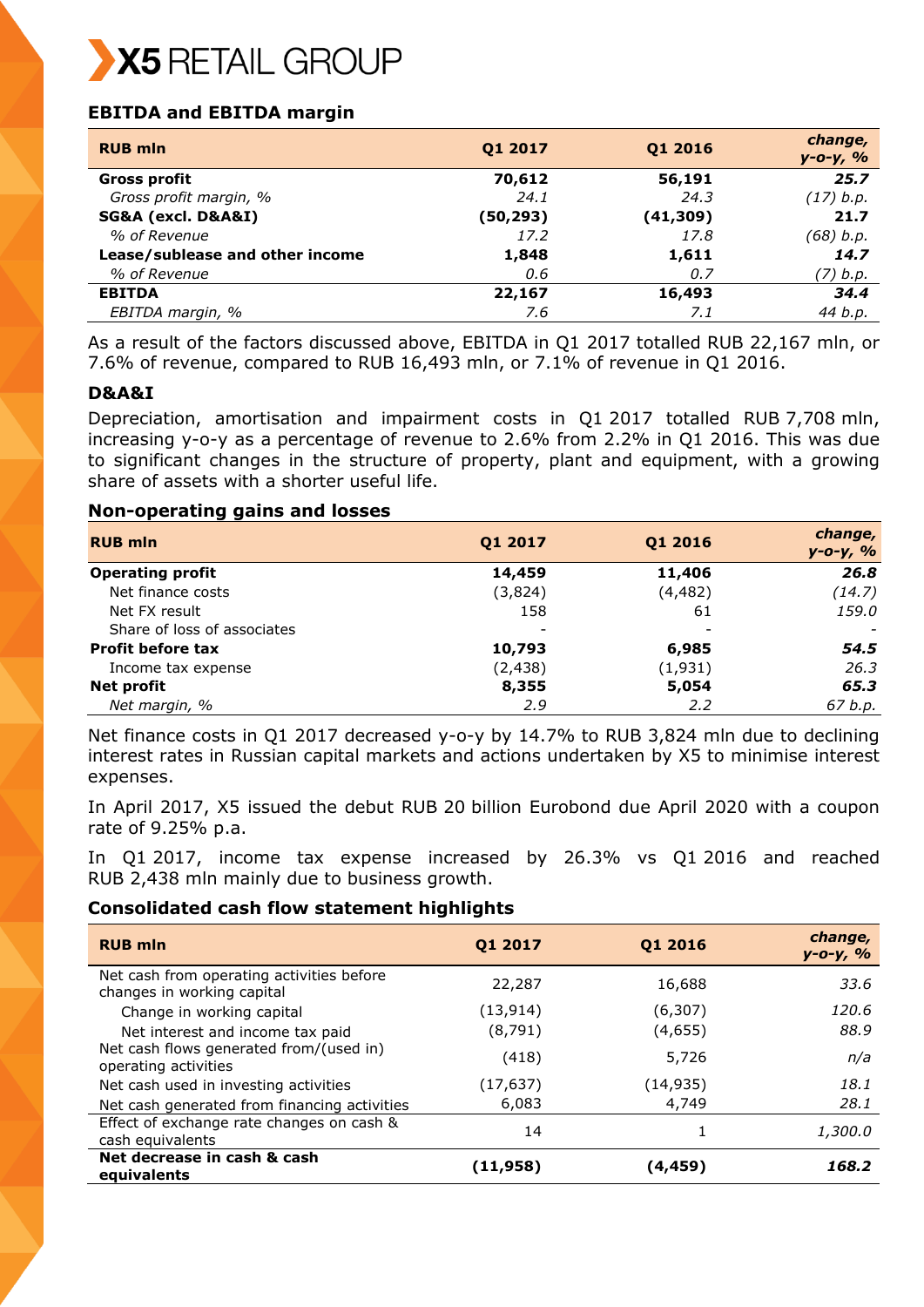## EBITDA and EBITDA margin

| RUB mln | Q1 2017 | Q1 2016 | change, y-o-y, % |
|---|---|---|---|
| **Gross profit** | **70,612** | **56,191** | ***25.7*** |
| *Gross profit margin, %* | *24.1* | *24.3* | *(17) b.p.* |
| **SG&A (excl. D&A&I)** | **(50,293)** | **(41,309)** | ***21.7*** |
| *% of Revenue* | *17.2* | *17.8* | *(68) b.p.* |
| **Lease/sublease and other income** | **1,848** | **1,611** | ***14.7*** |
| *% of Revenue* | *0.6* | *0.7* | *(7) b.p.* |
| **EBITDA** | **22,167** | **16,493** | ***34.4*** |
| *EBITDA margin, %* | *7.6* | *7.1* | *44 b.p.* |

As a result of the factors discussed above, EBITDA in Q1 2017 totalled RUB 22,167 mln, or 7.6% of revenue, compared to RUB 16,493 mln, or 7.1% of revenue in Q1 2016.

### D&A&I

Depreciation, amortisation and impairment costs in Q1 2017 totalled RUB 7,708 mln, increasing y-o-y as a percentage of revenue to 2.6% from 2.2% in Q1 2016. This was due to significant changes in the structure of property, plant and equipment, with a growing share of assets with a shorter useful life.

## Non-operating gains and losses

| RUB mln | Q1 2017 | Q1 2016 | change, y-o-y, % |
|---|---|---|---|
| **Operating profit** | **14,459** | **11,406** | ***26.8*** |
| Net finance costs | (3,824) | (4,482) | *(14.7)* |
| Net FX result | 158 | 61 | *159.0* |
| Share of loss of associates | - | - | - |
| **Profit before tax** | **10,793** | **6,985** | ***54.5*** |
| Income tax expense | (2,438) | (1,931) | *26.3* |
| **Net profit** | **8,355** | **5,054** | ***65.3*** |
| *Net margin, %* | *2.9* | *2.2* | *67 b.p.* |

Net finance costs in Q1 2017 decreased y-o-y by 14.7% to RUB 3,824 mln due to declining interest rates in Russian capital markets and actions undertaken by X5 to minimise interest expenses.

In April 2017, X5 issued the debut RUB 20 billion Eurobond due April 2020 with a coupon rate of 9.25% p.a.

In Q1 2017, income tax expense increased by 26.3% vs Q1 2016 and reached RUB 2,438 mln mainly due to business growth.

## Consolidated cash flow statement highlights

| RUB mln | Q1 2017 | Q1 2016 | change, y-o-y, % |
|---|---|---|---|
| Net cash from operating activities before changes in working capital | 22,287 | 16,688 | *33.6* |
| Change in working capital | (13,914) | (6,307) | *120.6* |
| Net interest and income tax paid | (8,791) | (4,655) | *88.9* |
| Net cash flows generated from/(used in) operating activities | (418) | 5,726 | *n/a* |
| Net cash used in investing activities | (17,637) | (14,935) | *18.1* |
| Net cash generated from financing activities | 6,083 | 4,749 | *28.1* |
| Effect of exchange rate changes on cash & cash equivalents | 14 | 1 | *1,300.0* |
| **Net decrease in cash & cash equivalents** | **(11,958)** | **(4,459)** | ***168.2*** |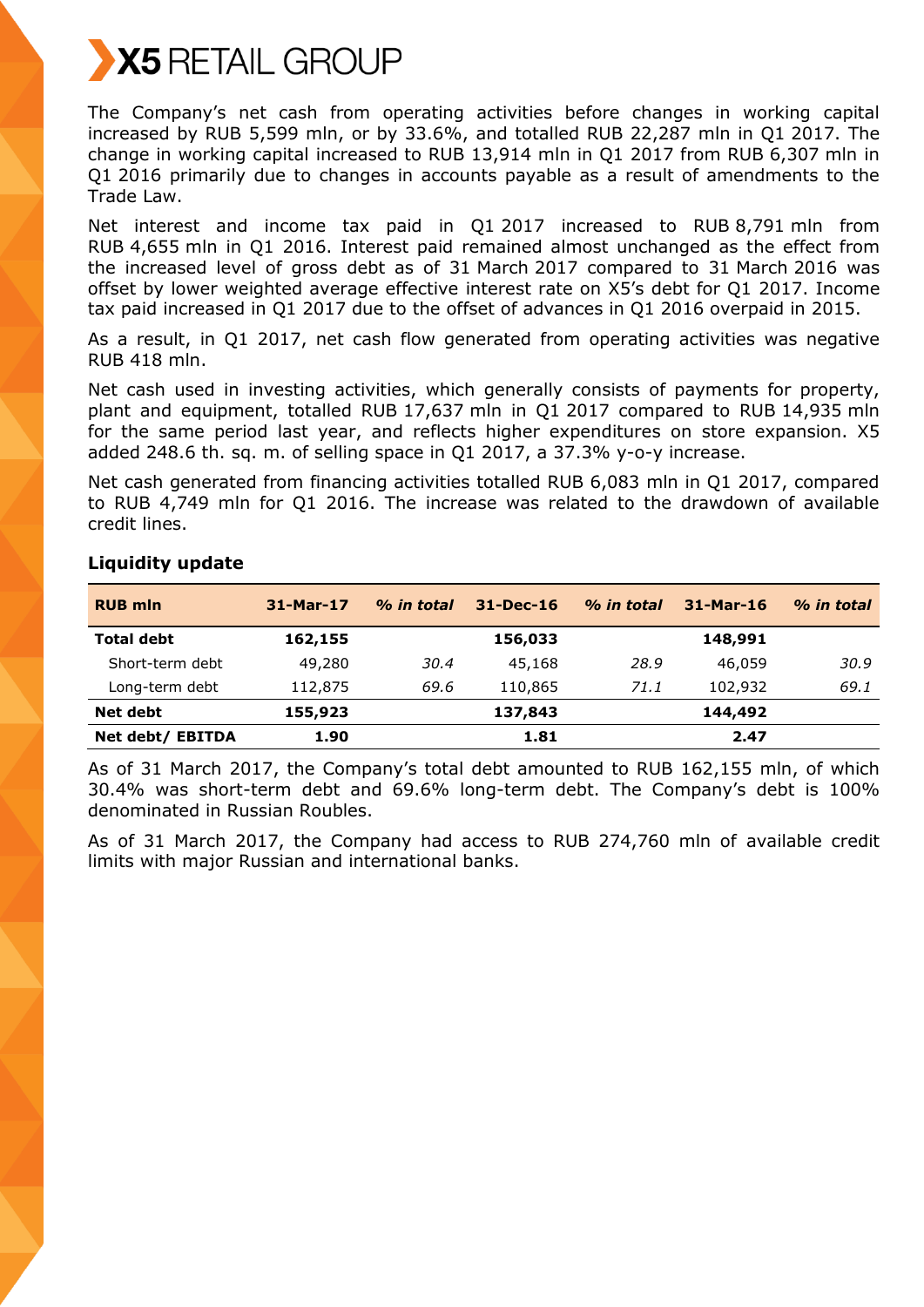The Company's net cash from operating activities before changes in working capital increased by RUB 5,599 mln, or by 33.6%, and totalled RUB 22,287 mln in Q1 2017. The change in working capital increased to RUB 13,914 mln in Q1 2017 from RUB 6,307 mln in Q1 2016 primarily due to changes in accounts payable as a result of amendments to the Trade Law.

Net interest and income tax paid in Q1 2017 increased to RUB 8,791 mln from RUB 4,655 mln in Q1 2016. Interest paid remained almost unchanged as the effect from the increased level of gross debt as of 31 March 2017 compared to 31 March 2016 was offset by lower weighted average effective interest rate on X5's debt for Q1 2017. Income tax paid increased in Q1 2017 due to the offset of advances in Q1 2016 overpaid in 2015.

As a result, in Q1 2017, net cash flow generated from operating activities was negative RUB 418 mln.

Net cash used in investing activities, which generally consists of payments for property, plant and equipment, totalled RUB 17,637 mln in Q1 2017 compared to RUB 14,935 mln for the same period last year, and reflects higher expenditures on store expansion. X5 added 248.6 th. sq. m. of selling space in Q1 2017, a 37.3% y-o-y increase.

Net cash generated from financing activities totalled RUB 6,083 mln in Q1 2017, compared to RUB 4,749 mln for Q1 2016. The increase was related to the drawdown of available credit lines.

### Liquidity update

| RUB mln | 31-Mar-17 | *% in total* | 31-Dec-16 | *% in total* | 31-Mar-16 | *% in total* |
|---|---|---|---|---|---|---|
| **Total debt** | **162,155** | | **156,033** | | **148,991** | |
| Short-term debt | 49,280 | *30.4* | 45,168 | *28.9* | 46,059 | *30.9* |
| Long-term debt | 112,875 | *69.6* | 110,865 | *71.1* | 102,932 | *69.1* |
| **Net debt** | **155,923** | | **137,843** | | **144,492** | |
| **Net debt/ EBITDA** | **1.90** | | **1.81** | | **2.47** | |

As of 31 March 2017, the Company's total debt amounted to RUB 162,155 mln, of which 30.4% was short-term debt and 69.6% long-term debt. The Company's debt is 100% denominated in Russian Roubles.

As of 31 March 2017, the Company had access to RUB 274,760 mln of available credit limits with major Russian and international banks.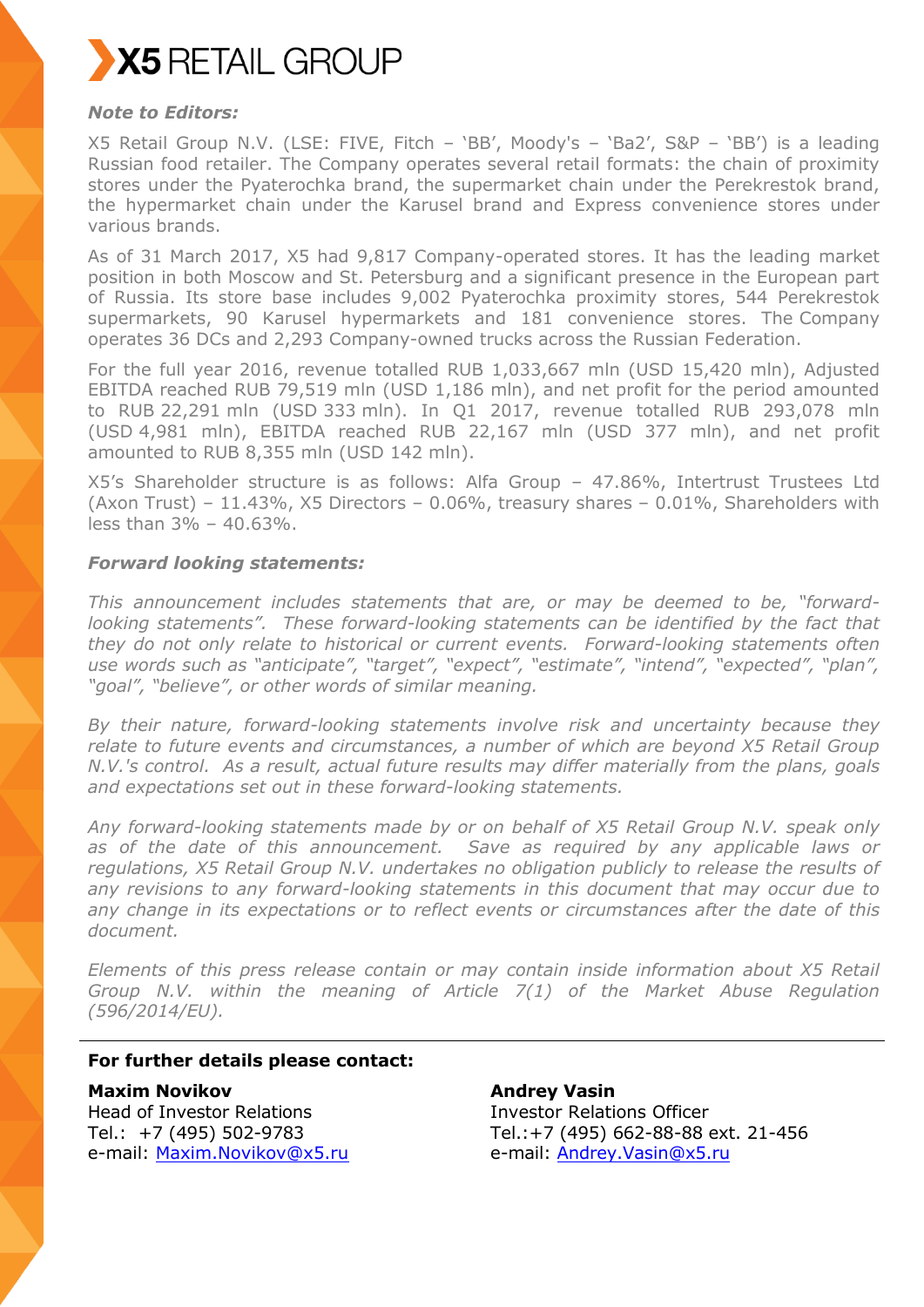**X5 RETAIL GROUP**

***Note to Editors:***

X5 Retail Group N.V. (LSE: FIVE, Fitch – 'BB', Moody's – 'Ba2', S&P – 'BB') is a leading Russian food retailer. The Company operates several retail formats: the chain of proximity stores under the Pyaterochka brand, the supermarket chain under the Perekrestok brand, the hypermarket chain under the Karusel brand and Express convenience stores under various brands.

As of 31 March 2017, X5 had 9,817 Company-operated stores. It has the leading market position in both Moscow and St. Petersburg and a significant presence in the European part of Russia. Its store base includes 9,002 Pyaterochka proximity stores, 544 Perekrestok supermarkets, 90 Karusel hypermarkets and 181 convenience stores. The Company operates 36 DCs and 2,293 Company-owned trucks across the Russian Federation.

For the full year 2016, revenue totalled RUB 1,033,667 mln (USD 15,420 mln), Adjusted EBITDA reached RUB 79,519 mln (USD 1,186 mln), and net profit for the period amounted to RUB 22,291 mln (USD 333 mln). In Q1 2017, revenue totalled RUB 293,078 mln (USD 4,981 mln), EBITDA reached RUB 22,167 mln (USD 377 mln), and net profit amounted to RUB 8,355 mln (USD 142 mln).

X5's Shareholder structure is as follows: Alfa Group – 47.86%, Intertrust Trustees Ltd (Axon Trust) – 11.43%, X5 Directors – 0.06%, treasury shares – 0.01%, Shareholders with less than 3% – 40.63%.

***Forward looking statements:***

*This announcement includes statements that are, or may be deemed to be, "forward-looking statements". These forward-looking statements can be identified by the fact that they do not only relate to historical or current events. Forward-looking statements often use words such as "anticipate", "target", "expect", "estimate", "intend", "expected", "plan", "goal", "believe", or other words of similar meaning.*

*By their nature, forward-looking statements involve risk and uncertainty because they relate to future events and circumstances, a number of which are beyond X5 Retail Group N.V.'s control. As a result, actual future results may differ materially from the plans, goals and expectations set out in these forward-looking statements.*

*Any forward-looking statements made by or on behalf of X5 Retail Group N.V. speak only as of the date of this announcement. Save as required by any applicable laws or regulations, X5 Retail Group N.V. undertakes no obligation publicly to release the results of any revisions to any forward-looking statements in this document that may occur due to any change in its expectations or to reflect events or circumstances after the date of this document.*

*Elements of this press release contain or may contain inside information about X5 Retail Group N.V. within the meaning of Article 7(1) of the Market Abuse Regulation (596/2014/EU).*

---

**For further details please contact:**

**Maxim Novikov**
Head of Investor Relations
Tel.: +7 (495) 502-9783
e-mail: Maxim.Novikov@x5.ru

**Andrey Vasin**
Investor Relations Officer
Tel.:+7 (495) 662-88-88 ext. 21-456
e-mail: Andrey.Vasin@x5.ru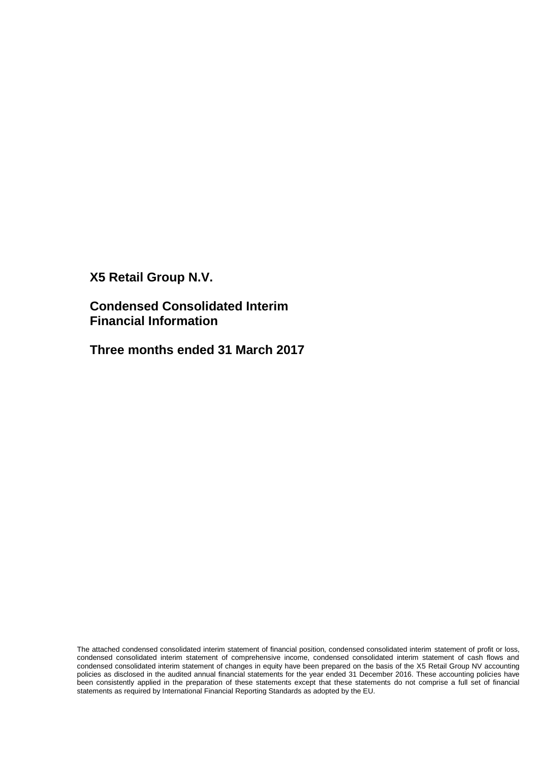# X5 Retail Group N.V.

## Condensed Consolidated Interim Financial Information

## Three months ended 31 March 2017

The attached condensed consolidated interim statement of financial position, condensed consolidated interim statement of profit or loss, condensed consolidated interim statement of comprehensive income, condensed consolidated interim statement of cash flows and condensed consolidated interim statement of changes in equity have been prepared on the basis of the X5 Retail Group NV accounting policies as disclosed in the audited annual financial statements for the year ended 31 December 2016. These accounting policies have been consistently applied in the preparation of these statements except that these statements do not comprise a full set of financial statements as required by International Financial Reporting Standards as adopted by the EU.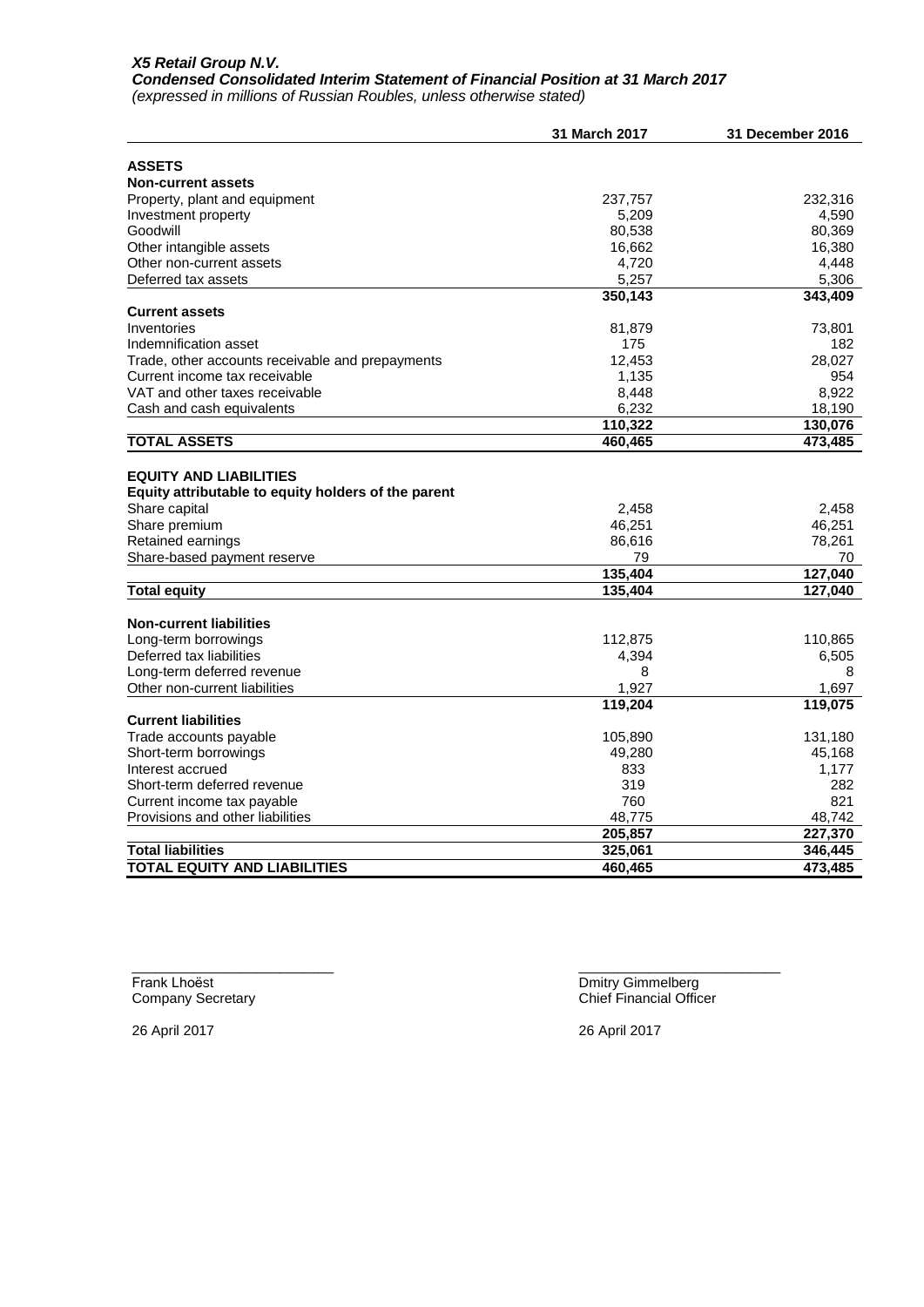***X5 Retail Group N.V.***
***Condensed Consolidated Interim Statement of Financial Position at 31 March 2017***
*(expressed in millions of Russian Roubles, unless otherwise stated)*

| | 31 March 2017 | 31 December 2016 |
|---|---|---|
| **ASSETS** | | |
| **Non-current assets** | | |
| Property, plant and equipment | 237,757 | 232,316 |
| Investment property | 5,209 | 4,590 |
| Goodwill | 80,538 | 80,369 |
| Other intangible assets | 16,662 | 16,380 |
| Other non-current assets | 4,720 | 4,448 |
| Deferred tax assets | 5,257 | 5,306 |
| | **350,143** | **343,409** |
| **Current assets** | | |
| Inventories | 81,879 | 73,801 |
| Indemnification asset | 175 | 182 |
| Trade, other accounts receivable and prepayments | 12,453 | 28,027 |
| Current income tax receivable | 1,135 | 954 |
| VAT and other taxes receivable | 8,448 | 8,922 |
| Cash and cash equivalents | 6,232 | 18,190 |
| | **110,322** | **130,076** |
| **TOTAL ASSETS** | **460,465** | **473,485** |
| | | |
| **EQUITY AND LIABILITIES** | | |
| **Equity attributable to equity holders of the parent** | | |
| Share capital | 2,458 | 2,458 |
| Share premium | 46,251 | 46,251 |
| Retained earnings | 86,616 | 78,261 |
| Share-based payment reserve | 79 | 70 |
| | **135,404** | **127,040** |
| **Total equity** | **135,404** | **127,040** |
| | | |
| **Non-current liabilities** | | |
| Long-term borrowings | 112,875 | 110,865 |
| Deferred tax liabilities | 4,394 | 6,505 |
| Long-term deferred revenue | 8 | 8 |
| Other non-current liabilities | 1,927 | 1,697 |
| | **119,204** | **119,075** |
| **Current liabilities** | | |
| Trade accounts payable | 105,890 | 131,180 |
| Short-term borrowings | 49,280 | 45,168 |
| Interest accrued | 833 | 1,177 |
| Short-term deferred revenue | 319 | 282 |
| Current income tax payable | 760 | 821 |
| Provisions and other liabilities | 48,775 | 48,742 |
| | **205,857** | **227,370** |
| **Total liabilities** | **325,061** | **346,445** |
| **TOTAL EQUITY AND LIABILITIES** | **460,465** | **473,485** |

_________________________
Frank Lhoëst
Company Secretary

26 April 2017

_________________________
Dmitry Gimmelberg
Chief Financial Officer

26 April 2017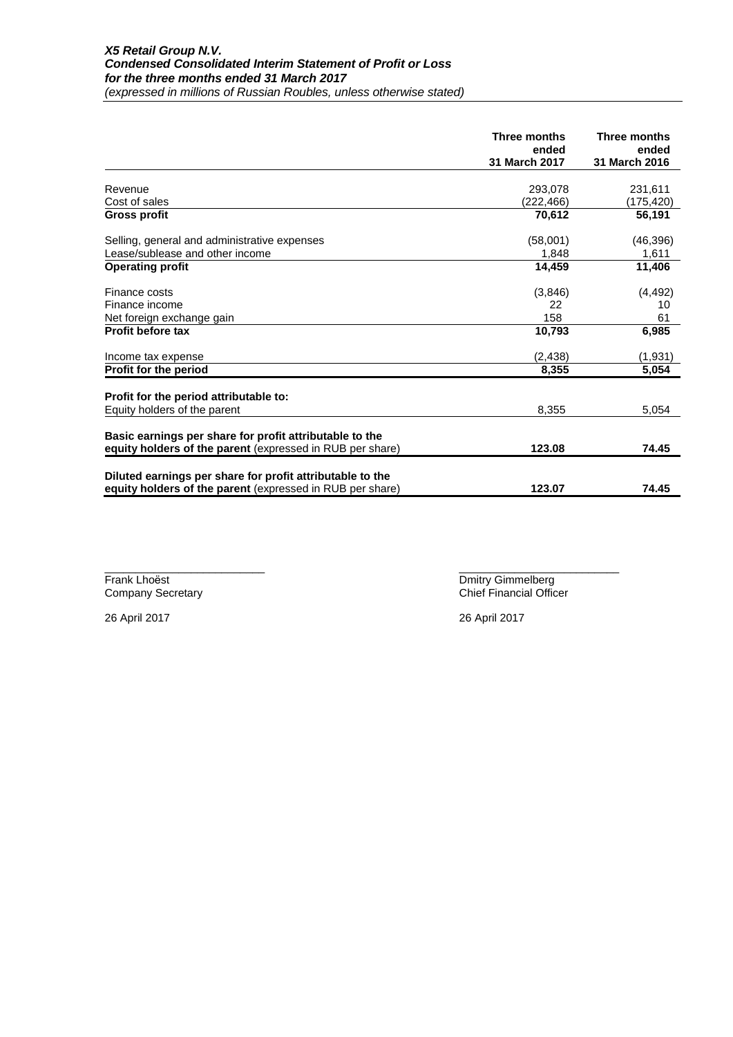***X5 Retail Group N.V.***
***Condensed Consolidated Interim Statement of Profit or Loss***
***for the three months ended 31 March 2017***
*(expressed in millions of Russian Roubles, unless otherwise stated)*

| | Three months ended 31 March 2017 | Three months ended 31 March 2016 |
|---|---|---|
| Revenue | 293,078 | 231,611 |
| Cost of sales | (222,466) | (175,420) |
| **Gross profit** | **70,612** | **56,191** |
| Selling, general and administrative expenses | (58,001) | (46,396) |
| Lease/sublease and other income | 1,848 | 1,611 |
| **Operating profit** | **14,459** | **11,406** |
| Finance costs | (3,846) | (4,492) |
| Finance income | 22 | 10 |
| Net foreign exchange gain | 158 | 61 |
| **Profit before tax** | **10,793** | **6,985** |
| Income tax expense | (2,438) | (1,931) |
| **Profit for the period** | **8,355** | **5,054** |
| **Profit for the period attributable to:** | | |
| Equity holders of the parent | 8,355 | 5,054 |
| **Basic earnings per share for profit attributable to the equity holders of the parent** (expressed in RUB per share) | **123.08** | **74.45** |
| **Diluted earnings per share for profit attributable to the equity holders of the parent** (expressed in RUB per share) | **123.07** | **74.45** |

\_\_\_\_\_\_\_\_\_\_\_\_\_\_\_\_\_\_\_\_\_\_\_\_\_
Frank Lhoëst
Company Secretary

26 April 2017

\_\_\_\_\_\_\_\_\_\_\_\_\_\_\_\_\_\_\_\_\_\_\_\_\_
Dmitry Gimmelberg
Chief Financial Officer

26 April 2017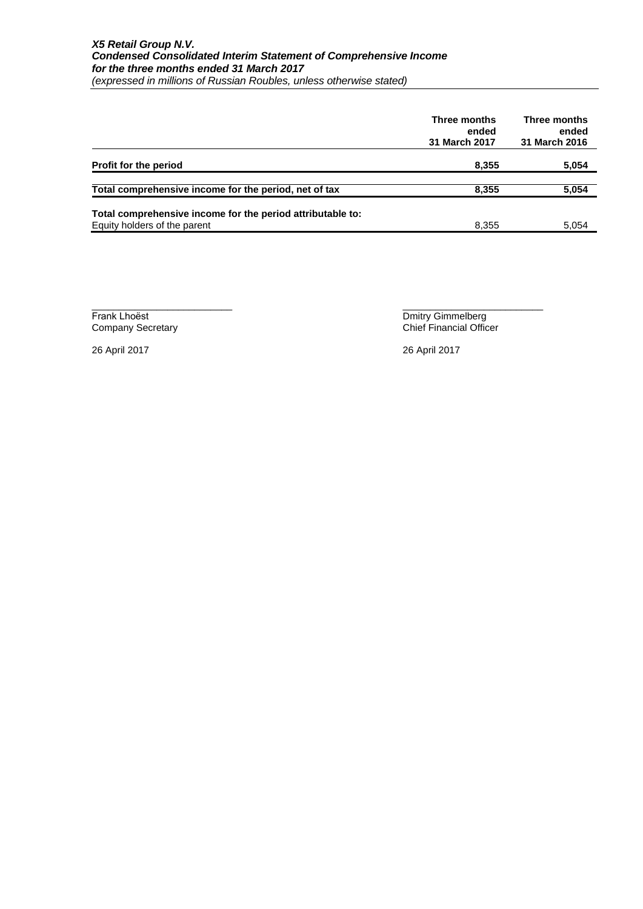***X5 Retail Group N.V.***
***Condensed Consolidated Interim Statement of Comprehensive Income***
***for the three months ended 31 March 2017***
*(expressed in millions of Russian Roubles, unless otherwise stated)*

| | Three months ended 31 March 2017 | Three months ended 31 March 2016 |
|---|---|---|
| **Profit for the period** | **8,355** | **5,054** |
| **Total comprehensive income for the period, net of tax** | **8,355** | **5,054** |
| **Total comprehensive income for the period attributable to:** | | |
| Equity holders of the parent | 8,355 | 5,054 |

\_\_\_\_\_\_\_\_\_\_\_\_\_\_\_\_\_\_\_\_\_\_\_\_\_
Frank Lhoëst
Company Secretary

26 April 2017

\_\_\_\_\_\_\_\_\_\_\_\_\_\_\_\_\_\_\_\_\_\_\_\_\_
Dmitry Gimmelberg
Chief Financial Officer

26 April 2017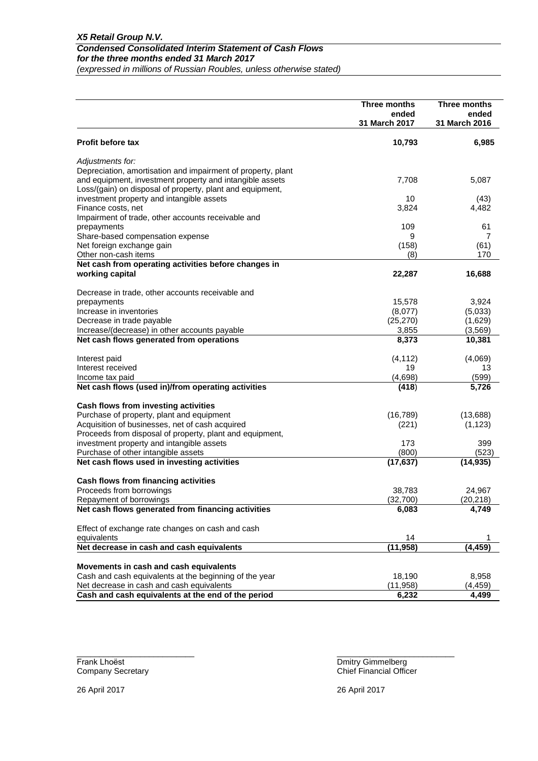*X5 Retail Group N.V.*
***Condensed Consolidated Interim Statement of Cash Flows***
***for the three months ended 31 March 2017***
*(expressed in millions of Russian Roubles, unless otherwise stated)*

| | Three months ended 31 March 2017 | Three months ended 31 March 2016 |
|---|---|---|
| **Profit before tax** | **10,793** | **6,985** |
| *Adjustments for:* | | |
| Depreciation, amortisation and impairment of property, plant and equipment, investment property and intangible assets | 7,708 | 5,087 |
| Loss/(gain) on disposal of property, plant and equipment, investment property and intangible assets | 10 | (43) |
| Finance costs, net | 3,824 | 4,482 |
| Impairment of trade, other accounts receivable and prepayments | 109 | 61 |
| Share-based compensation expense | 9 | 7 |
| Net foreign exchange gain | (158) | (61) |
| Other non-cash items | (8) | 170 |
| **Net cash from operating activities before changes in working capital** | **22,287** | **16,688** |
| Decrease in trade, other accounts receivable and prepayments | 15,578 | 3,924 |
| Increase in inventories | (8,077) | (5,033) |
| Decrease in trade payable | (25,270) | (1,629) |
| Increase/(decrease) in other accounts payable | 3,855 | (3,569) |
| **Net cash flows generated from operations** | **8,373** | **10,381** |
| Interest paid | (4,112) | (4,069) |
| Interest received | 19 | 13 |
| Income tax paid | (4,698) | (599) |
| **Net cash flows (used in)/from operating activities** | **(418)** | **5,726** |
| **Cash flows from investing activities** | | |
| Purchase of property, plant and equipment | (16,789) | (13,688) |
| Acquisition of businesses, net of cash acquired | (221) | (1,123) |
| Proceeds from disposal of property, plant and equipment, investment property and intangible assets | 173 | 399 |
| Purchase of other intangible assets | (800) | (523) |
| **Net cash flows used in investing activities** | **(17,637)** | **(14,935)** |
| **Cash flows from financing activities** | | |
| Proceeds from borrowings | 38,783 | 24,967 |
| Repayment of borrowings | (32,700) | (20,218) |
| **Net cash flows generated from financing activities** | **6,083** | **4,749** |
| Effect of exchange rate changes on cash and cash equivalents | 14 | 1 |
| **Net decrease in cash and cash equivalents** | **(11,958)** | **(4,459)** |
| **Movements in cash and cash equivalents** | | |
| Cash and cash equivalents at the beginning of the year | 18,190 | 8,958 |
| Net decrease in cash and cash equivalents | (11,958) | (4,459) |
| **Cash and cash equivalents at the end of the period** | **6,232** | **4,499** |

_________________________
Frank Lhoëst
Company Secretary

26 April 2017

_________________________
Dmitry Gimmelberg
Chief Financial Officer

26 April 2017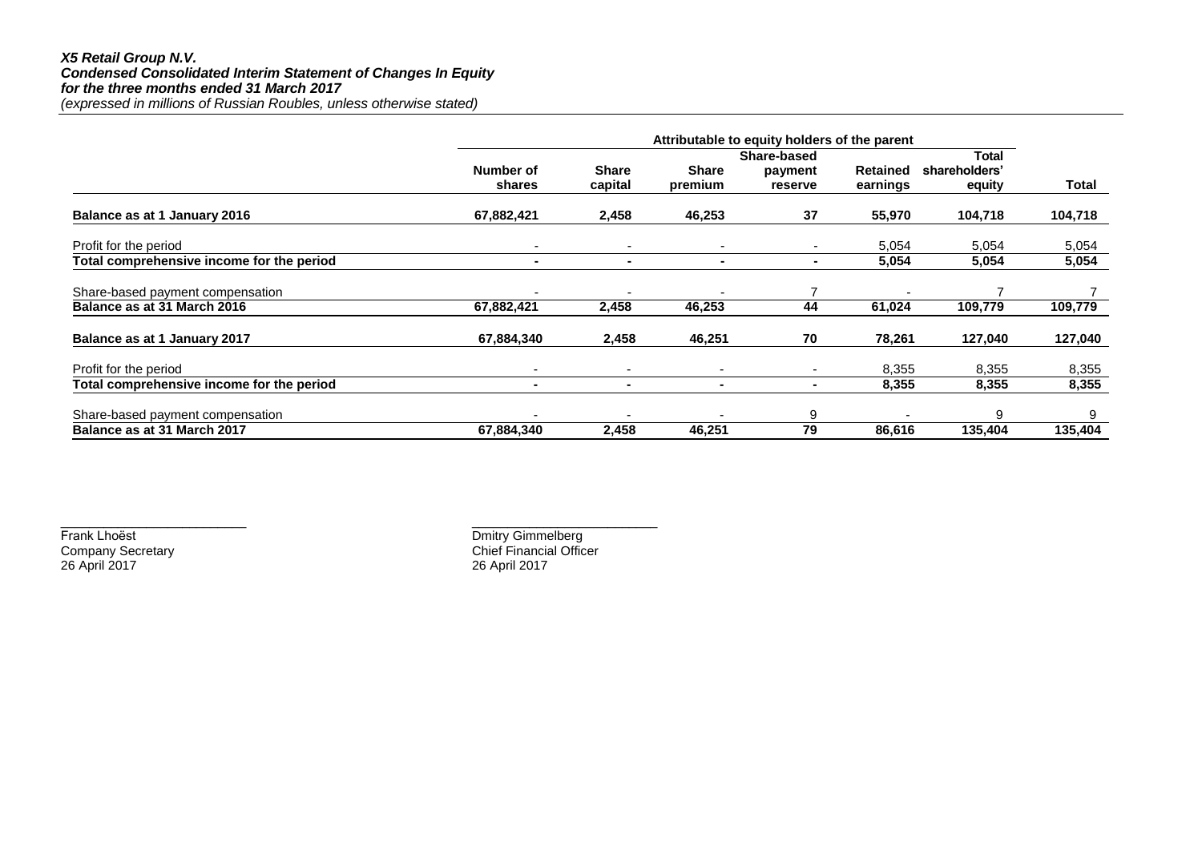***X5 Retail Group N.V.***
***Condensed Consolidated Interim Statement of Changes In Equity***
***for the three months ended 31 March 2017***
*(expressed in millions of Russian Roubles, unless otherwise stated)*

| | Attributable to equity holders of the parent | | | | | | |
|---|---|---|---|---|---|---|---|
| | **Number of shares** | **Share capital** | **Share premium** | **Share-based payment reserve** | **Retained earnings** | **Total shareholders' equity** | **Total** |
| **Balance as at 1 January 2016** | **67,882,421** | **2,458** | **46,253** | **37** | **55,970** | **104,718** | **104,718** |
| Profit for the period | - | - | - | - | 5,054 | 5,054 | 5,054 |
| **Total comprehensive income for the period** | **-** | **-** | **-** | **-** | **5,054** | **5,054** | **5,054** |
| Share-based payment compensation | - | - | - | 7 | - | 7 | 7 |
| **Balance as at 31 March 2016** | **67,882,421** | **2,458** | **46,253** | **44** | **61,024** | **109,779** | **109,779** |
| **Balance as at 1 January 2017** | **67,884,340** | **2,458** | **46,251** | **70** | **78,261** | **127,040** | **127,040** |
| Profit for the period | - | - | - | - | 8,355 | 8,355 | 8,355 |
| **Total comprehensive income for the period** | **-** | **-** | **-** | **-** | **8,355** | **8,355** | **8,355** |
| Share-based payment compensation | - | - | - | 9 | - | 9 | 9 |
| **Balance as at 31 March 2017** | **67,884,340** | **2,458** | **46,251** | **79** | **86,616** | **135,404** | **135,404** |

_________________________
Frank Lhoëst
Company Secretary
26 April 2017

_________________________
Dmitry Gimmelberg
Chief Financial Officer
26 April 2017